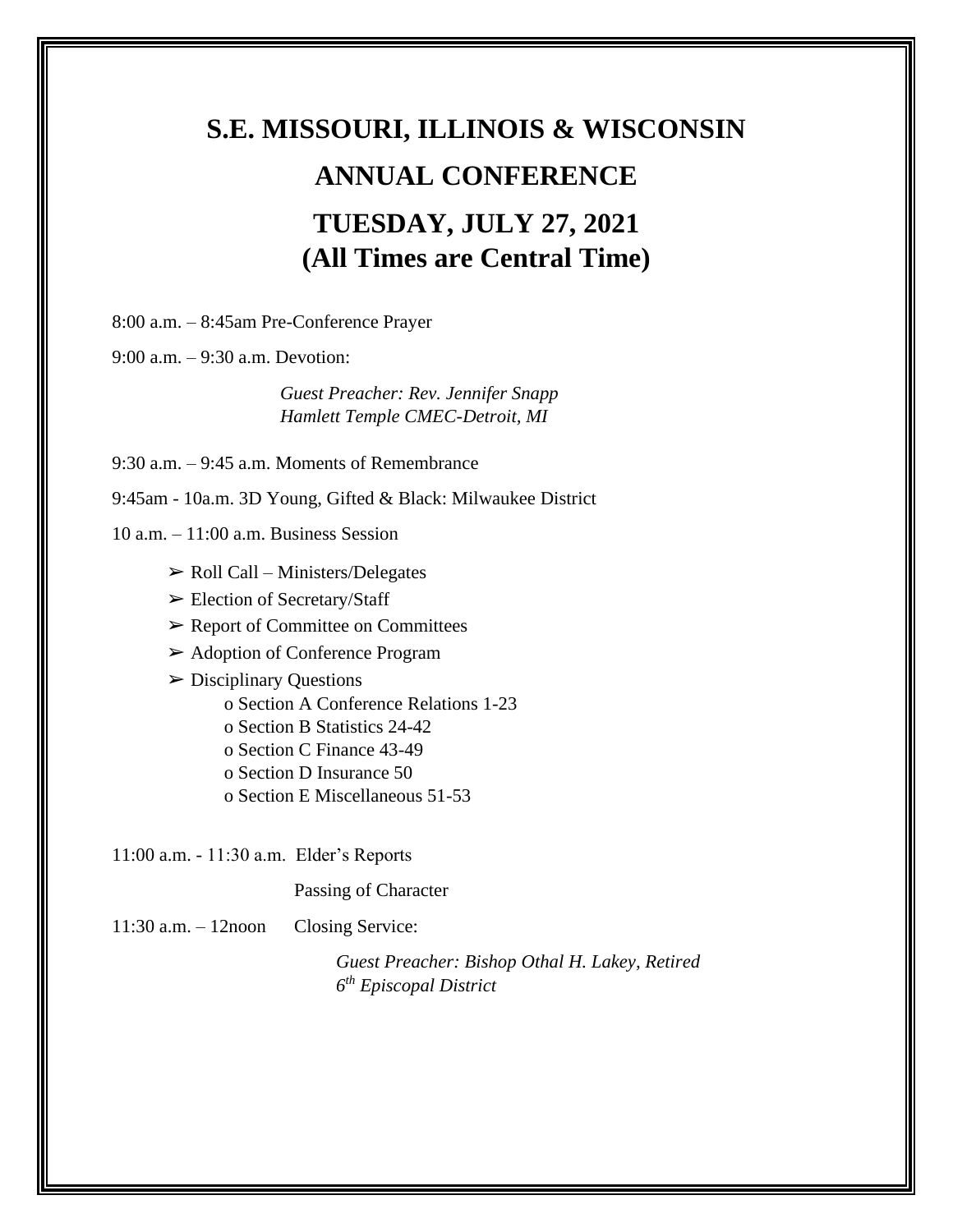# S.E. MISSOURI, ILLINOIS & WISCONSIN

# ANNUAL CONFERENCE

## TUESDAY, JULY 27, 2021
## (All Times are Central Time)

8:00 a.m. – 8:45am Pre-Conference Prayer

9:00 a.m. – 9:30 a.m. Devotion:

*Guest Preacher: Rev. Jennifer Snapp*
*Hamlett Temple CMEC-Detroit, MI*

9:30 a.m. – 9:45 a.m. Moments of Remembrance

9:45am - 10a.m. 3D Young, Gifted & Black: Milwaukee District

10 a.m. – 11:00 a.m. Business Session

- ➢ Roll Call – Ministers/Delegates
- ➢ Election of Secretary/Staff
- ➢ Report of Committee on Committees
- ➢ Adoption of Conference Program
- ➢ Disciplinary Questions
  - o Section A Conference Relations 1-23
  - o Section B Statistics 24-42
  - o Section C Finance 43-49
  - o Section D Insurance 50
  - o Section E Miscellaneous 51-53

11:00 a.m. - 11:30 a.m. Elder's Reports

Passing of Character

11:30 a.m. – 12noon Closing Service:

*Guest Preacher: Bishop Othal H. Lakey, Retired*
*6th Episcopal District*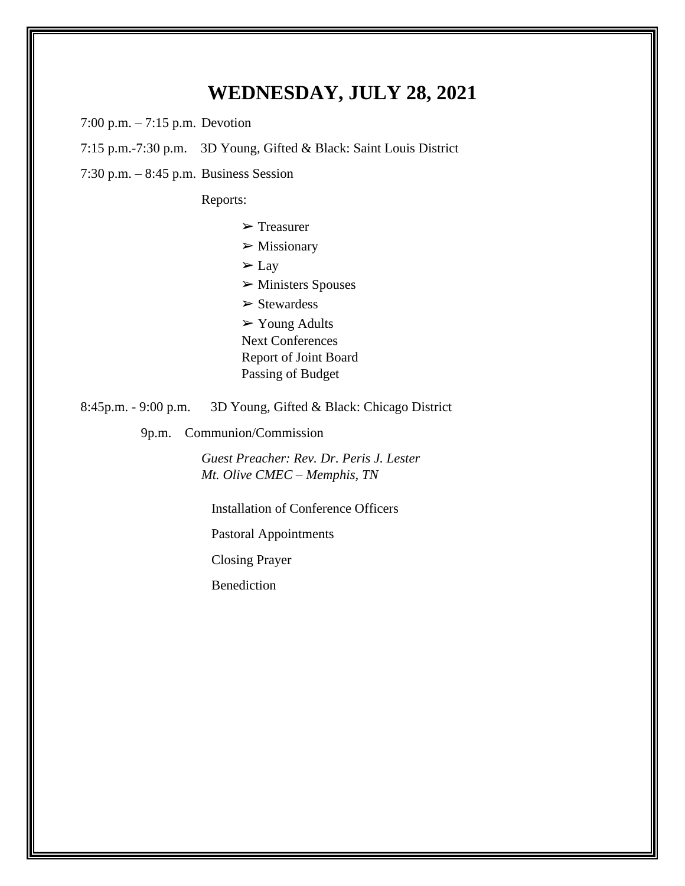# WEDNESDAY, JULY 28, 2021

7:00 p.m. – 7:15 p.m. Devotion

7:15 p.m.-7:30 p.m. 3D Young, Gifted & Black: Saint Louis District

7:30 p.m. – 8:45 p.m. Business Session

Reports:

- ➢ Treasurer
- ➢ Missionary
- ➢ Lay
- ➢ Ministers Spouses
- ➢ Stewardess
- ➢ Young Adults

Next Conferences
Report of Joint Board
Passing of Budget

8:45p.m. - 9:00 p.m. 3D Young, Gifted & Black: Chicago District

9p.m. Communion/Commission

*Guest Preacher: Rev. Dr. Peris J. Lester*
*Mt. Olive CMEC – Memphis, TN*

Installation of Conference Officers

Pastoral Appointments

Closing Prayer

Benediction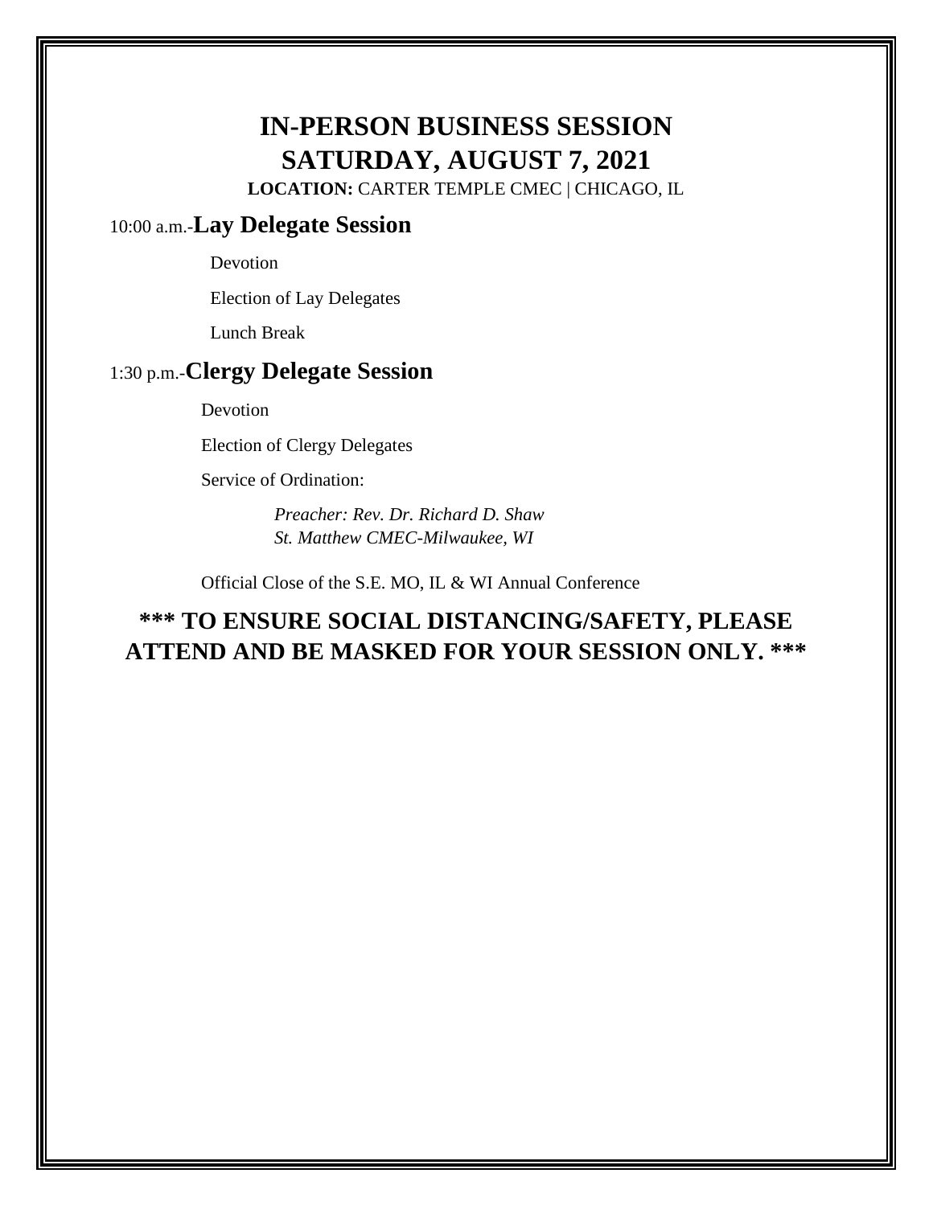# IN-PERSON BUSINESS SESSION
# SATURDAY, AUGUST 7, 2021

**LOCATION:** CARTER TEMPLE CMEC | CHICAGO, IL

10:00 a.m.-**Lay Delegate Session**

Devotion

Election of Lay Delegates

Lunch Break

1:30 p.m.-**Clergy Delegate Session**

Devotion

Election of Clergy Delegates

Service of Ordination:

*Preacher: Rev. Dr. Richard D. Shaw*
*St. Matthew CMEC-Milwaukee, WI*

Official Close of the S.E. MO, IL & WI Annual Conference

**\*\*\* TO ENSURE SOCIAL DISTANCING/SAFETY, PLEASE ATTEND AND BE MASKED FOR YOUR SESSION ONLY. \*\*\***